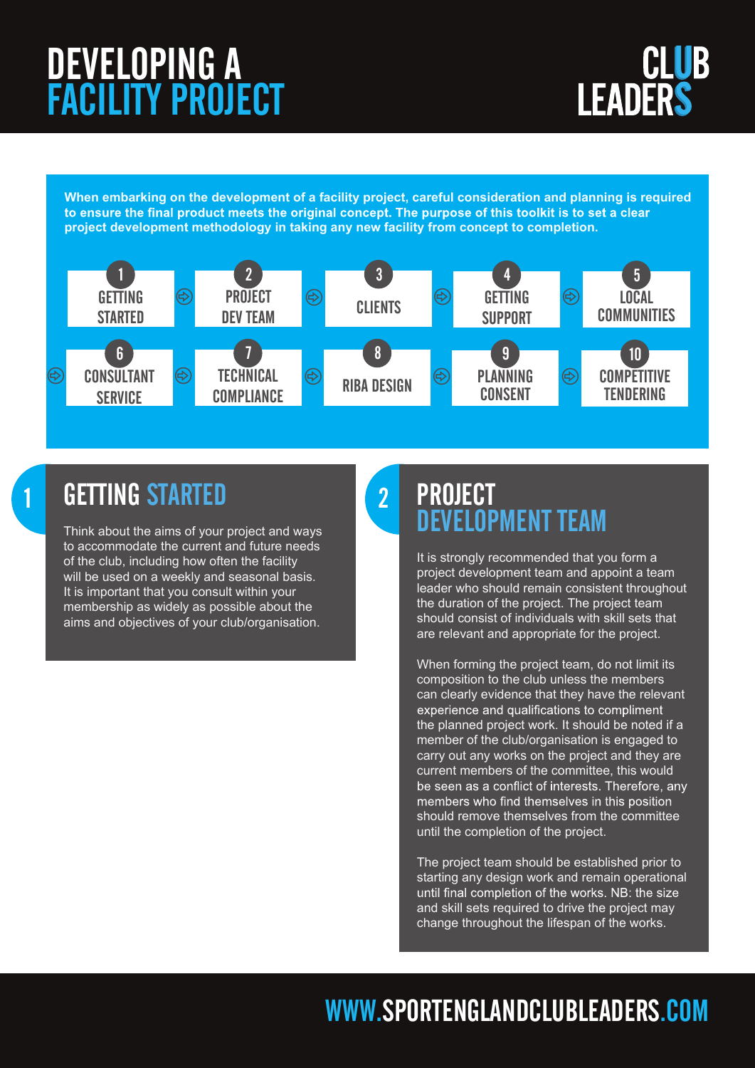# DEVELOPING A FACILITY PROJECT

CLUB LEADERS

**When embarking on the development of a facility project, careful consideration and planning is required to ensure the final product meets the original concept. The purpose of this toolkit is to set a clear project development methodology in taking any new facility from concept to completion.**

1. GETTING STARTED
2. PROJECT DEV TEAM
3. CLIENTS
4. GETTING SUPPORT
5. LOCAL COMMUNITIES
6. CONSULTANT SERVICE
7. TECHNICAL COMPLIANCE
8. RIBA DESIGN
9. PLANNING CONSENT
10. COMPETITIVE TENDERING

## 1 GETTING STARTED

Think about the aims of your project and ways to accommodate the current and future needs of the club, including how often the facility will be used on a weekly and seasonal basis. It is important that you consult within your membership as widely as possible about the aims and objectives of your club/organisation.

## 2 PROJECT DEVELOPMENT TEAM

It is strongly recommended that you form a project development team and appoint a team leader who should remain consistent throughout the duration of the project. The project team should consist of individuals with skill sets that are relevant and appropriate for the project.

When forming the project team, do not limit its composition to the club unless the members can clearly evidence that they have the relevant experience and qualifications to compliment the planned project work. It should be noted if a member of the club/organisation is engaged to carry out any works on the project and they are current members of the committee, this would be seen as a conflict of interests. Therefore, any members who find themselves in this position should remove themselves from the committee until the completion of the project.

The project team should be established prior to starting any design work and remain operational until final completion of the works. NB: the size and skill sets required to drive the project may change throughout the lifespan of the works.

WWW.SPORTENGLANDCLUBLEADERS.COM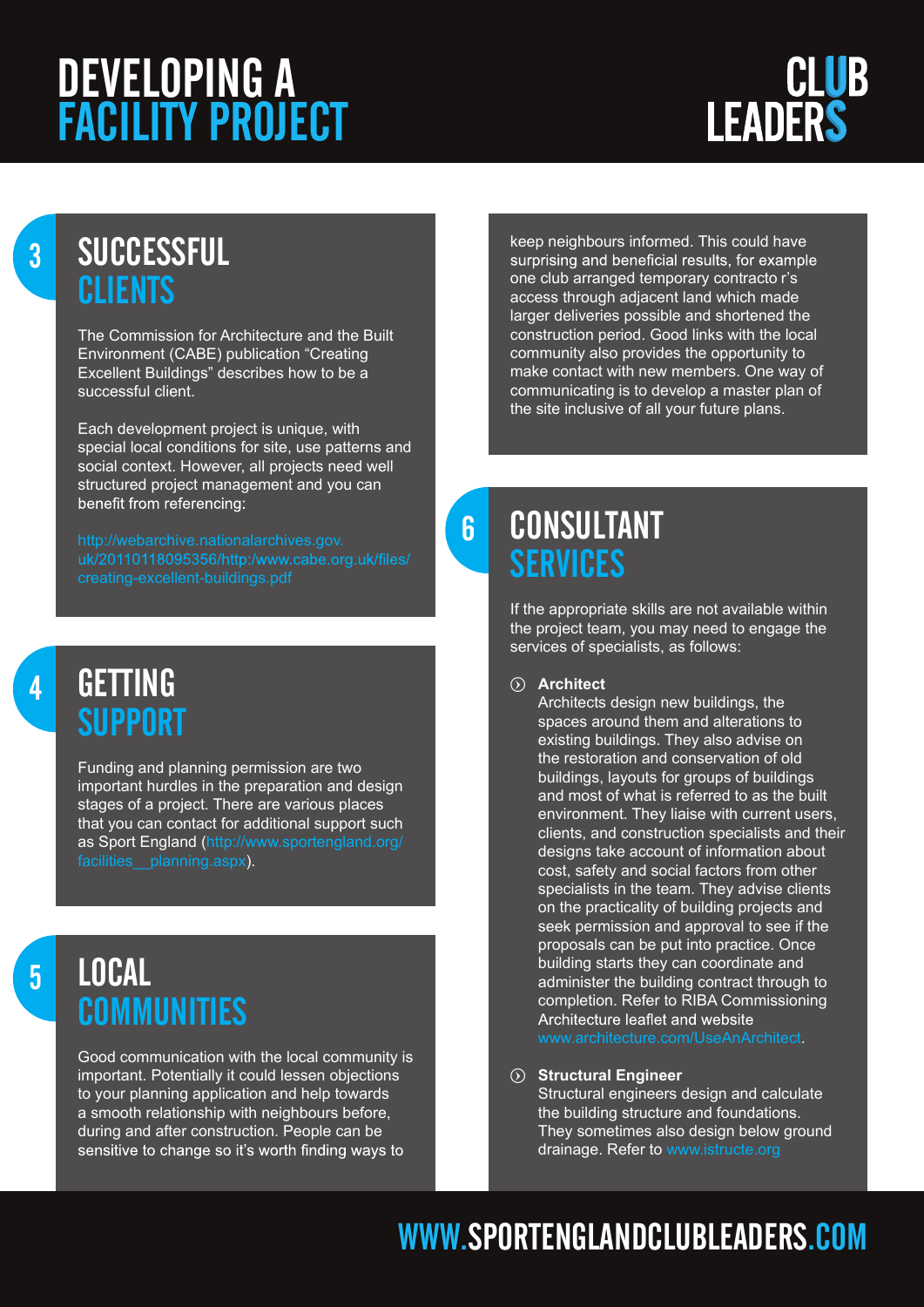# DEVELOPING A FACILITY PROJECT

## 3 SUCCESSFUL CLIENTS

The Commission for Architecture and the Built Environment (CABE) publication "Creating Excellent Buildings" describes how to be a successful client.

Each development project is unique, with special local conditions for site, use patterns and social context. However, all projects need well structured project management and you can benefit from referencing:

http://webarchive.nationalarchives.gov.uk/20110118095356/http:/www.cabe.org.uk/files/creating-excellent-buildings.pdf

## 4 GETTING SUPPORT

Funding and planning permission are two important hurdles in the preparation and design stages of a project. There are various places that you can contact for additional support such as Sport England (http://www.sportengland.org/facilities__planning.aspx).

## 5 LOCAL COMMUNITIES

Good communication with the local community is important. Potentially it could lessen objections to your planning application and help towards a smooth relationship with neighbours before, during and after construction. People can be sensitive to change so it's worth finding ways to keep neighbours informed. This could have surprising and beneficial results, for example one club arranged temporary contracto r's access through adjacent land which made larger deliveries possible and shortened the construction period. Good links with the local community also provides the opportunity to make contact with new members. One way of communicating is to develop a master plan of the site inclusive of all your future plans.

## 6 CONSULTANT SERVICES

If the appropriate skills are not available within the project team, you may need to engage the services of specialists, as follows:

- **Architect**
  Architects design new buildings, the spaces around them and alterations to existing buildings. They also advise on the restoration and conservation of old buildings, layouts for groups of buildings and most of what is referred to as the built environment. They liaise with current users, clients, and construction specialists and their designs take account of information about cost, safety and social factors from other specialists in the team. They advise clients on the practicality of building projects and seek permission and approval to see if the proposals can be put into practice. Once building starts they can coordinate and administer the building contract through to completion. Refer to RIBA Commissioning Architecture leaflet and website www.architecture.com/UseAnArchitect.

- **Structural Engineer**
  Structural engineers design and calculate the building structure and foundations. They sometimes also design below ground drainage. Refer to www.istructe.org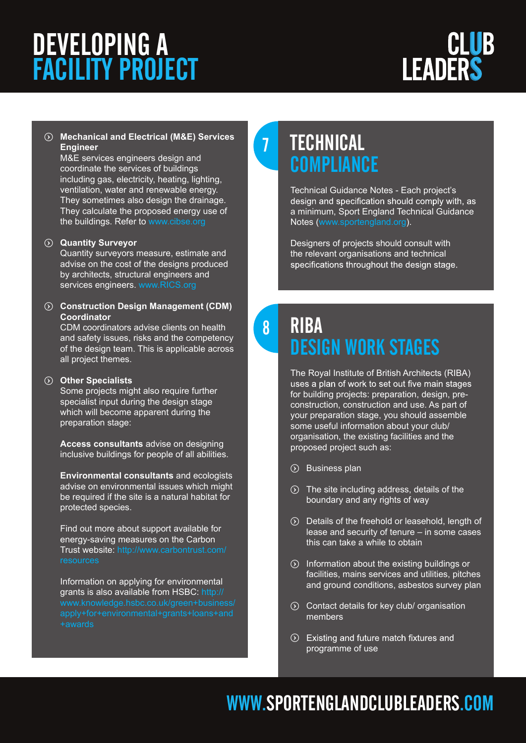- **Mechanical and Electrical (M&E) Services Engineer**
  M&E services engineers design and coordinate the services of buildings including gas, electricity, heating, lighting, ventilation, water and renewable energy. They sometimes also design the drainage. They calculate the proposed energy use of the buildings. Refer to www.cibse.org

- **Quantity Surveyor**
  Quantity surveyors measure, estimate and advise on the cost of the designs produced by architects, structural engineers and services engineers. www.RICS.org

- **Construction Design Management (CDM) Coordinator**
  CDM coordinators advise clients on health and safety issues, risks and the competency of the design team. This is applicable across all project themes.

- **Other Specialists**
  Some projects might also require further specialist input during the design stage which will become apparent during the preparation stage:

  **Access consultants** advise on designing inclusive buildings for people of all abilities.

  **Environmental consultants** and ecologists advise on environmental issues which might be required if the site is a natural habitat for protected species.

  Find out more about support available for energy-saving measures on the Carbon Trust website: http://www.carbontrust.com/resources

  Information on applying for environmental grants is also available from HSBC: http://www.knowledge.hsbc.co.uk/green+business/apply+for+environmental+grants+loans+and+awards

## 7 TECHNICAL COMPLIANCE

Technical Guidance Notes - Each project's design and specification should comply with, as a minimum, Sport England Technical Guidance Notes (www.sportengland.org).

Designers of projects should consult with the relevant organisations and technical specifications throughout the design stage.

## 8 RIBA DESIGN WORK STAGES

The Royal Institute of British Architects (RIBA) uses a plan of work to set out five main stages for building projects: preparation, design, pre-construction, construction and use. As part of your preparation stage, you should assemble some useful information about your club/ organisation, the existing facilities and the proposed project such as:

- Business plan
- The site including address, details of the boundary and any rights of way
- Details of the freehold or leasehold, length of lease and security of tenure – in some cases this can take a while to obtain
- Information about the existing buildings or facilities, mains services and utilities, pitches and ground conditions, asbestos survey plan
- Contact details for key club/ organisation members
- Existing and future match fixtures and programme of use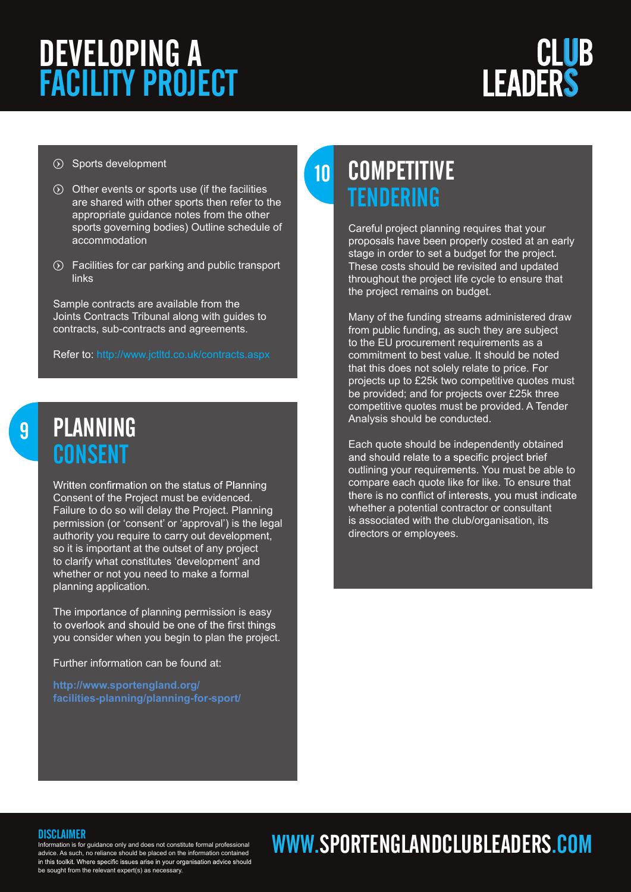# DEVELOPING A FACILITY PROJECT

- Sports development
- Other events or sports use (if the facilities are shared with other sports then refer to the appropriate guidance notes from the other sports governing bodies) Outline schedule of accommodation
- Facilities for car parking and public transport links

Sample contracts are available from the Joints Contracts Tribunal along with guides to contracts, sub-contracts and agreements.

Refer to: http://www.jctltd.co.uk/contracts.aspx

## 9 PLANNING CONSENT

Written confirmation on the status of Planning Consent of the Project must be evidenced. Failure to do so will delay the Project. Planning permission (or 'consent' or 'approval') is the legal authority you require to carry out development, so it is important at the outset of any project to clarify what constitutes 'development' and whether or not you need to make a formal planning application.

The importance of planning permission is easy to overlook and should be one of the first things you consider when you begin to plan the project.

Further information can be found at:

**http://www.sportengland.org/facilities-planning/planning-for-sport/**

## 10 COMPETITIVE TENDERING

Careful project planning requires that your proposals have been properly costed at an early stage in order to set a budget for the project. These costs should be revisited and updated throughout the project life cycle to ensure that the project remains on budget.

Many of the funding streams administered draw from public funding, as such they are subject to the EU procurement requirements as a commitment to best value. It should be noted that this does not solely relate to price. For projects up to £25k two competitive quotes must be provided; and for projects over £25k three competitive quotes must be provided. A Tender Analysis should be conducted.

Each quote should be independently obtained and should relate to a specific project brief outlining your requirements. You must be able to compare each quote like for like. To ensure that there is no conflict of interests, you must indicate whether a potential contractor or consultant is associated with the club/organisation, its directors or employees.

**DISCLAIMER**

Information is for guidance only and does not constitute formal professional advice. As such, no reliance should be placed on the information contained in this toolkit. Where specific issues arise in your organisation advice should be sought from the relevant expert(s) as necessary.

WWW.SPORTENGLANDCLUBLEADERS.COM